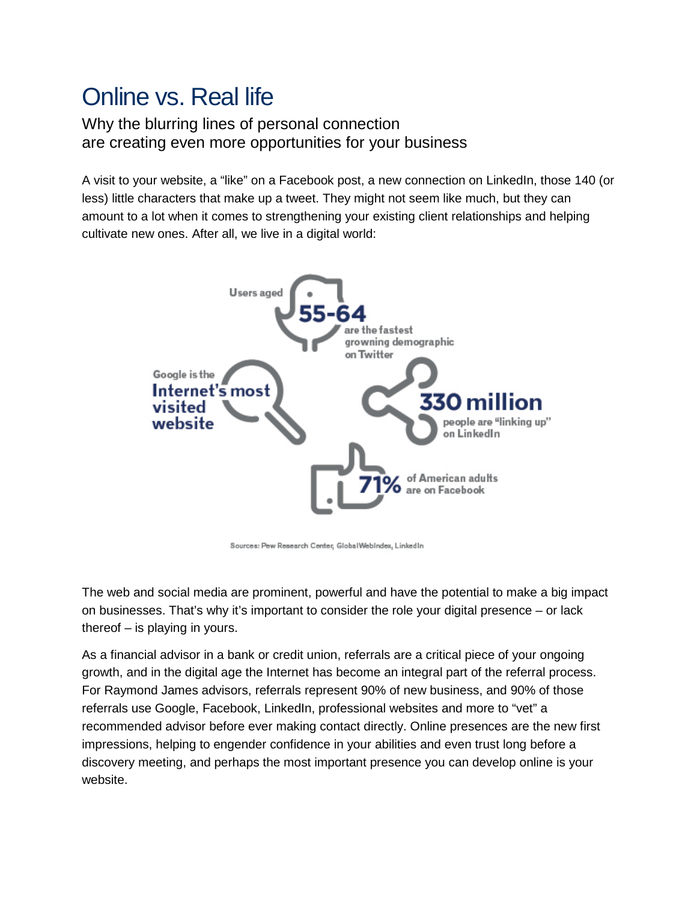# Online vs. Real life

## Why the blurring lines of personal connection are creating even more opportunities for your business

A visit to your website, a "like" on a Facebook post, a new connection on LinkedIn, those 140 (or less) little characters that make up a tweet. They might not seem like much, but they can amount to a lot when it comes to strengthening your existing client relationships and helping cultivate new ones. After all, we live in a digital world:

Users aged **55-64** are the fastest growing demographic on Twitter

Google is the **Internet's most visited website**

**330 million** people are "linking up" on LinkedIn

**71%** of American adults are on Facebook

Sources: Pew Research Center, GlobalWebIndex, LinkedIn

The web and social media are prominent, powerful and have the potential to make a big impact on businesses. That's why it's important to consider the role your digital presence – or lack thereof – is playing in yours.

As a financial advisor in a bank or credit union, referrals are a critical piece of your ongoing growth, and in the digital age the Internet has become an integral part of the referral process. For Raymond James advisors, referrals represent 90% of new business, and 90% of those referrals use Google, Facebook, LinkedIn, professional websites and more to "vet" a recommended advisor before ever making contact directly. Online presences are the new first impressions, helping to engender confidence in your abilities and even trust long before a discovery meeting, and perhaps the most important presence you can develop online is your website.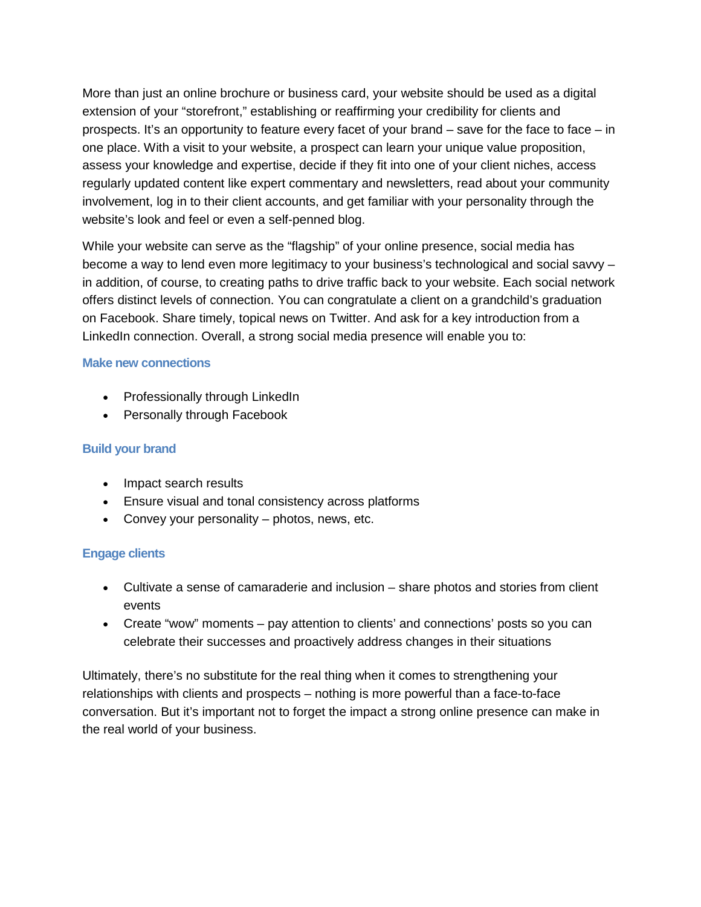More than just an online brochure or business card, your website should be used as a digital extension of your "storefront," establishing or reaffirming your credibility for clients and prospects. It's an opportunity to feature every facet of your brand – save for the face to face – in one place. With a visit to your website, a prospect can learn your unique value proposition, assess your knowledge and expertise, decide if they fit into one of your client niches, access regularly updated content like expert commentary and newsletters, read about your community involvement, log in to their client accounts, and get familiar with your personality through the website's look and feel or even a self-penned blog.

While your website can serve as the "flagship" of your online presence, social media has become a way to lend even more legitimacy to your business's technological and social savvy – in addition, of course, to creating paths to drive traffic back to your website. Each social network offers distinct levels of connection. You can congratulate a client on a grandchild's graduation on Facebook. Share timely, topical news on Twitter. And ask for a key introduction from a LinkedIn connection. Overall, a strong social media presence will enable you to:

### Make new connections

- Professionally through LinkedIn
- Personally through Facebook

### Build your brand

- Impact search results
- Ensure visual and tonal consistency across platforms
- Convey your personality – photos, news, etc.

### Engage clients

- Cultivate a sense of camaraderie and inclusion – share photos and stories from client events
- Create "wow" moments – pay attention to clients' and connections' posts so you can celebrate their successes and proactively address changes in their situations

Ultimately, there's no substitute for the real thing when it comes to strengthening your relationships with clients and prospects – nothing is more powerful than a face-to-face conversation. But it's important not to forget the impact a strong online presence can make in the real world of your business.